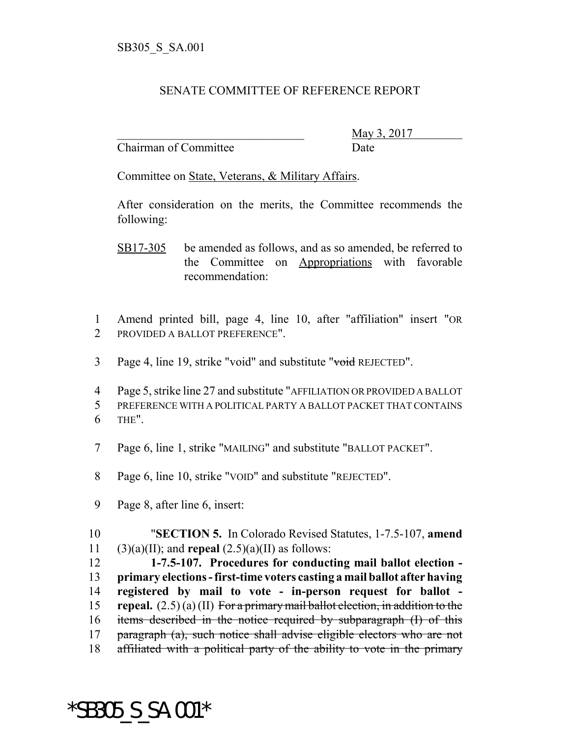SB305_S_SA.001

SENATE COMMITTEE OF REFERENCE REPORT

_______________________________ May 3, 2017
Chairman of Committee Date

Committee on State, Veterans, & Military Affairs.

After consideration on the merits, the Committee recommends the following:

SB17-305 be amended as follows, and as so amended, be referred to the Committee on Appropriations with favorable recommendation:

1 Amend printed bill, page 4, line 10, after "affiliation" insert "OR
2 PROVIDED A BALLOT PREFERENCE".

3 Page 4, line 19, strike "void" and substitute "~~void~~ REJECTED".

4 Page 5, strike line 27 and substitute "AFFILIATION OR PROVIDED A BALLOT
5 PREFERENCE WITH A POLITICAL PARTY A BALLOT PACKET THAT CONTAINS
6 THE".

7 Page 6, line 1, strike "MAILING" and substitute "BALLOT PACKET".

8 Page 6, line 10, strike "VOID" and substitute "REJECTED".

9 Page 8, after line 6, insert:

10 "**SECTION 5.** In Colorado Revised Statutes, 1-7.5-107, **amend**
11 (3)(a)(II); and **repeal** (2.5)(a)(II) as follows:
12 **1-7.5-107. Procedures for conducting mail ballot election -**
13 **primary elections - first-time voters casting a mail ballot after having**
14 **registered by mail to vote - in-person request for ballot -**
15 **repeal.** (2.5) (a) (II) ~~For a primary mail ballot election, in addition to the~~
16 ~~items described in the notice required by subparagraph (I) of this~~
17 ~~paragraph (a), such notice shall advise eligible electors who are not~~
18 ~~affiliated with a political party of the ability to vote in the primary~~

*SB305_S_SA.001*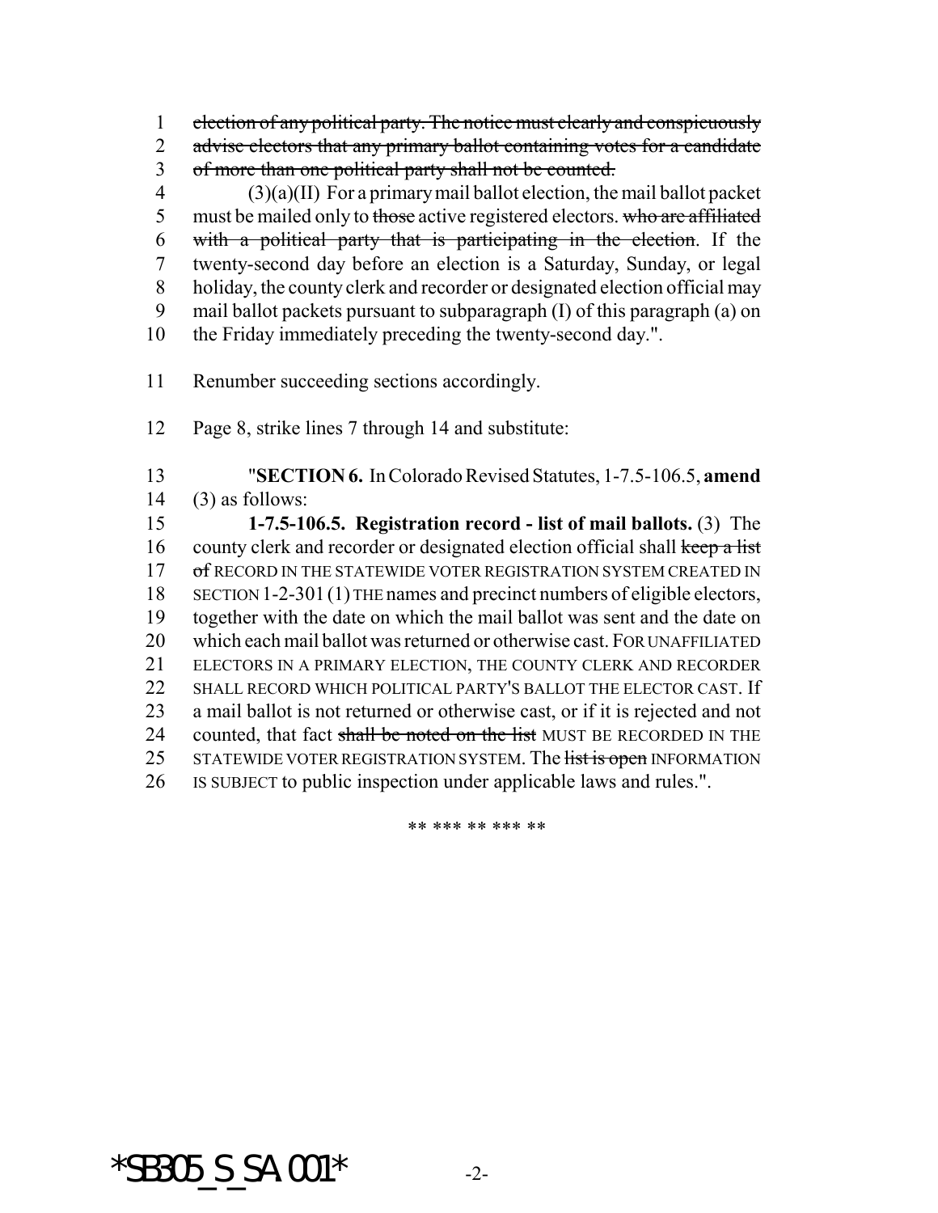~~election of any political party. The notice must clearly and conspicuously advise electors that any primary ballot containing votes for a candidate of more than one political party shall not be counted.~~

(3)(a)(II) For a primary mail ballot election, the mail ballot packet must be mailed only to ~~those~~ active registered electors. ~~who are affiliated with a political party that is participating in the election~~. If the twenty-second day before an election is a Saturday, Sunday, or legal holiday, the county clerk and recorder or designated election official may mail ballot packets pursuant to subparagraph (I) of this paragraph (a) on the Friday immediately preceding the twenty-second day.".

Renumber succeeding sections accordingly.

Page 8, strike lines 7 through 14 and substitute:

"**SECTION 6.** In Colorado Revised Statutes, 1-7.5-106.5, **amend** (3) as follows:

**1-7.5-106.5. Registration record - list of mail ballots.** (3) The county clerk and recorder or designated election official shall ~~keep a list of~~ RECORD IN THE STATEWIDE VOTER REGISTRATION SYSTEM CREATED IN SECTION 1-2-301 (1) THE names and precinct numbers of eligible electors, together with the date on which the mail ballot was sent and the date on which each mail ballot was returned or otherwise cast. FOR UNAFFILIATED ELECTORS IN A PRIMARY ELECTION, THE COUNTY CLERK AND RECORDER SHALL RECORD WHICH POLITICAL PARTY'S BALLOT THE ELECTOR CAST. If a mail ballot is not returned or otherwise cast, or if it is rejected and not counted, that fact ~~shall be noted on the list~~ MUST BE RECORDED IN THE STATEWIDE VOTER REGISTRATION SYSTEM. The ~~list is open~~ INFORMATION IS SUBJECT to public inspection under applicable laws and rules.".

** *** ** *** **